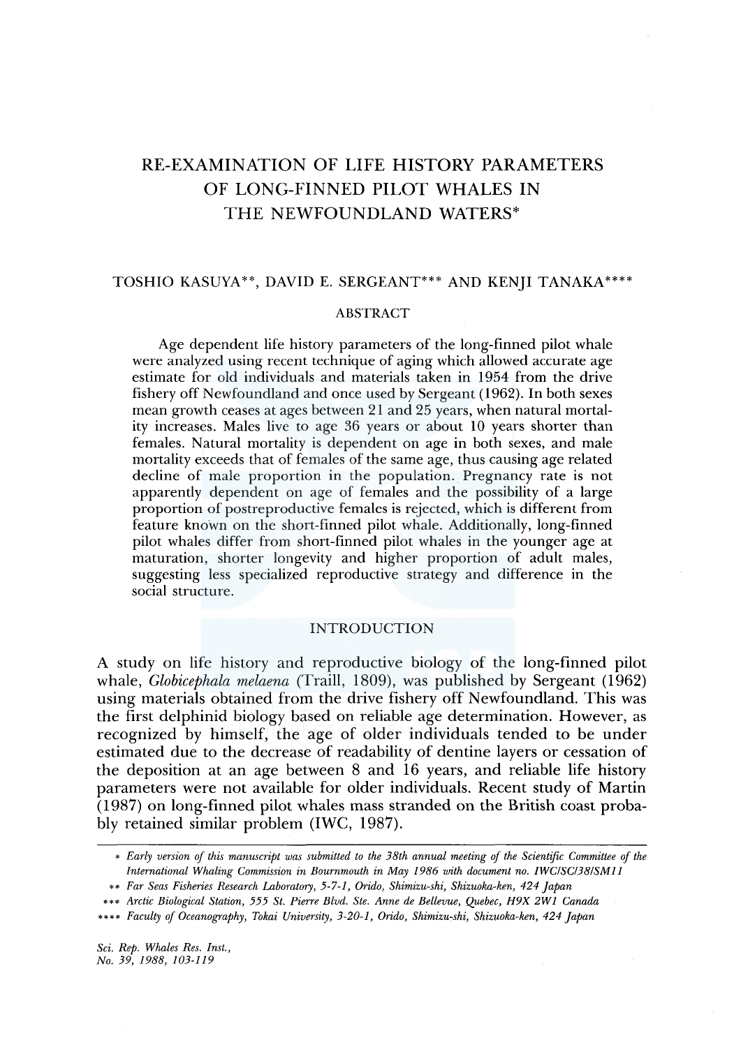# RE-EXAMINATION OF LIFE HISTORY PARAMETERS OF LONG-FINNED PILOT WHALES IN THE NEWFOUNDLAND WATERS*

TOSHIO KASUYA**, DAVID E. SERGEANT*** AND KENJI TANAKA****

## ABSTRACT

Age dependent life history parameters of the long-finned pilot whale were analyzed using recent technique of aging which allowed accurate age estimate for old individuals and materials taken in 1954 from the drive fishery off Newfoundland and once used by Sergeant (1962). In both sexes mean growth ceases at ages between 21 and 25 years, when natural mortality increases. Males live to age 36 years or about 10 years shorter than females. Natural mortality is dependent on age in both sexes, and male mortality exceeds that of females of the same age, thus causing age related decline of male proportion in the population. Pregnancy rate is not apparently dependent on age of females and the possibility of a large proportion of postreproductive females is rejected, which is different from feature known on the short-finned pilot whale. Additionally, long-finned pilot whales differ from short-finned pilot whales in the younger age at maturation, shorter longevity and higher proportion of adult males, suggesting less specialized reproductive strategy and difference in the social structure.

## INTRODUCTION

A study on life history and reproductive biology of the long-finned pilot whale, *Globicephala melaena* (Traill, 1809), was published by Sergeant (1962) using materials obtained from the drive fishery off Newfoundland. This was the first delphinid biology based on reliable age determination. However, as recognized by himself, the age of older individuals tended to be under estimated due to the decrease of readability of dentine layers or cessation of the deposition at an age between 8 and 16 years, and reliable life history parameters were not available for older individuals. Recent study of Martin (1987) on long-finned pilot whales mass stranded on the British coast probably retained similar problem (IWC, 1987).

---

\* *Early version of this manuscript was submitted to the 38th annual meeting of the Scientific Committee of the International Whaling Commission in Bournmouth in May 1986 with document no. IWC/SC/38/SM11*

\*\* *Far Seas Fisheries Research Laboratory, 5-7-1, Orido, Shimizu-shi, Shizuoka-ken, 424 Japan*

\*\*\* *Arctic Biological Station, 555 St. Pierre Blvd. Ste. Anne de Bellevue, Quebec, H9X 2W1 Canada*

\*\*\*\* *Faculty of Oceanography, Tokai University, 3-20-1, Orido, Shimizu-shi, Shizuoka-ken, 424 Japan*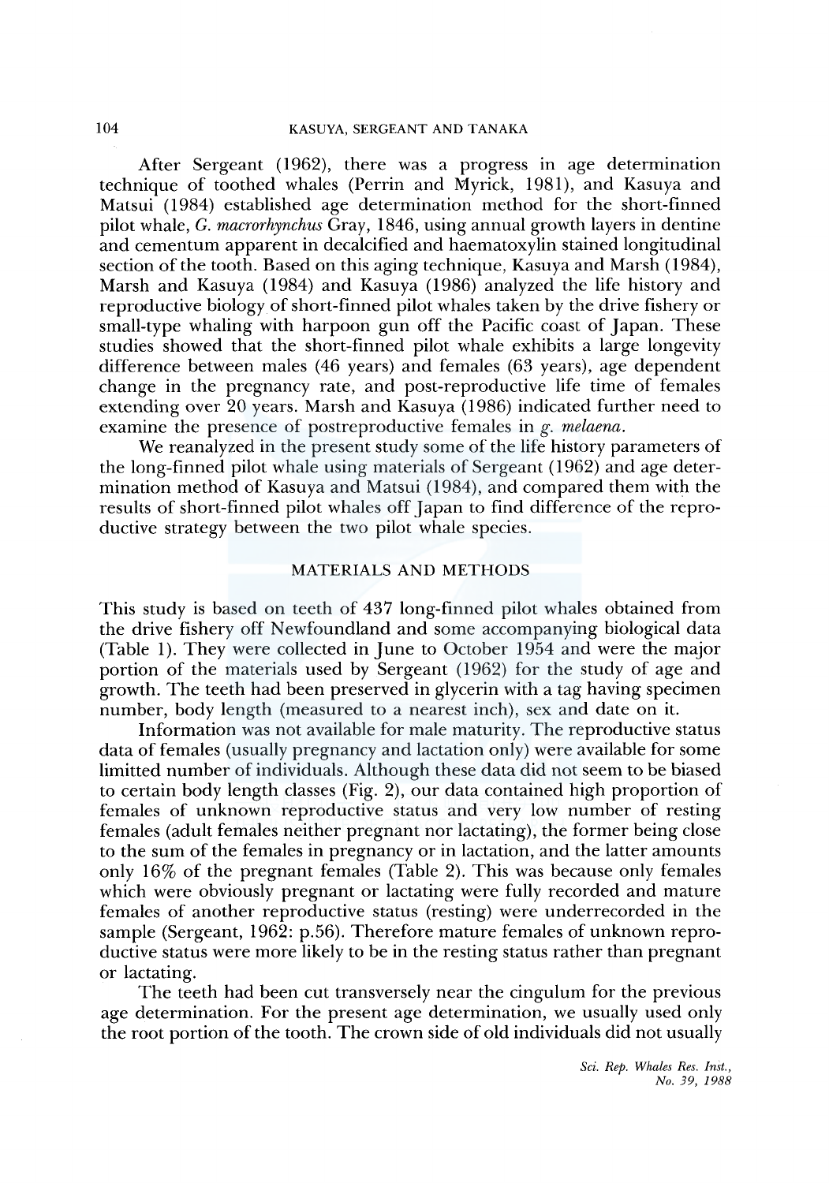After Sergeant (1962), there was a progress in age determination technique of toothed whales (Perrin and Myrick, 1981), and Kasuya and Matsui (1984) established age determination method for the short-finned pilot whale, *G. macrorhynchus* Gray, 1846, using annual growth layers in dentine and cementum apparent in decalcified and haematoxylin stained longitudinal section of the tooth. Based on this aging technique, Kasuya and Marsh (1984), Marsh and Kasuya (1984) and Kasuya (1986) analyzed the life history and reproductive biology of short-finned pilot whales taken by the drive fishery or small-type whaling with harpoon gun off the Pacific coast of Japan. These studies showed that the short-finned pilot whale exhibits a large longevity difference between males (46 years) and females (63 years), age dependent change in the pregnancy rate, and post-reproductive life time of females extending over 20 years. Marsh and Kasuya (1986) indicated further need to examine the presence of postreproductive females in *g. melaena*.

We reanalyzed in the present study some of the life history parameters of the long-finned pilot whale using materials of Sergeant (1962) and age determination method of Kasuya and Matsui (1984), and compared them with the results of short-finned pilot whales off Japan to find difference of the reproductive strategy between the two pilot whale species.

## MATERIALS AND METHODS

This study is based on teeth of 437 long-finned pilot whales obtained from the drive fishery off Newfoundland and some accompanying biological data (Table 1). They were collected in June to October 1954 and were the major portion of the materials used by Sergeant (1962) for the study of age and growth. The teeth had been preserved in glycerin with a tag having specimen number, body length (measured to a nearest inch), sex and date on it.

Information was not available for male maturity. The reproductive status data of females (usually pregnancy and lactation only) were available for some limitted number of individuals. Although these data did not seem to be biased to certain body length classes (Fig. 2), our data contained high proportion of females of unknown reproductive status and very low number of resting females (adult females neither pregnant nor lactating), the former being close to the sum of the females in pregnancy or in lactation, and the latter amounts only 16% of the pregnant females (Table 2). This was because only females which were obviously pregnant or lactating were fully recorded and mature females of another reproductive status (resting) were underrecorded in the sample (Sergeant, 1962: p.56). Therefore mature females of unknown reproductive status were more likely to be in the resting status rather than pregnant or lactating.

The teeth had been cut transversely near the cingulum for the previous age determination. For the present age determination, we usually used only the root portion of the tooth. The crown side of old individuals did not usually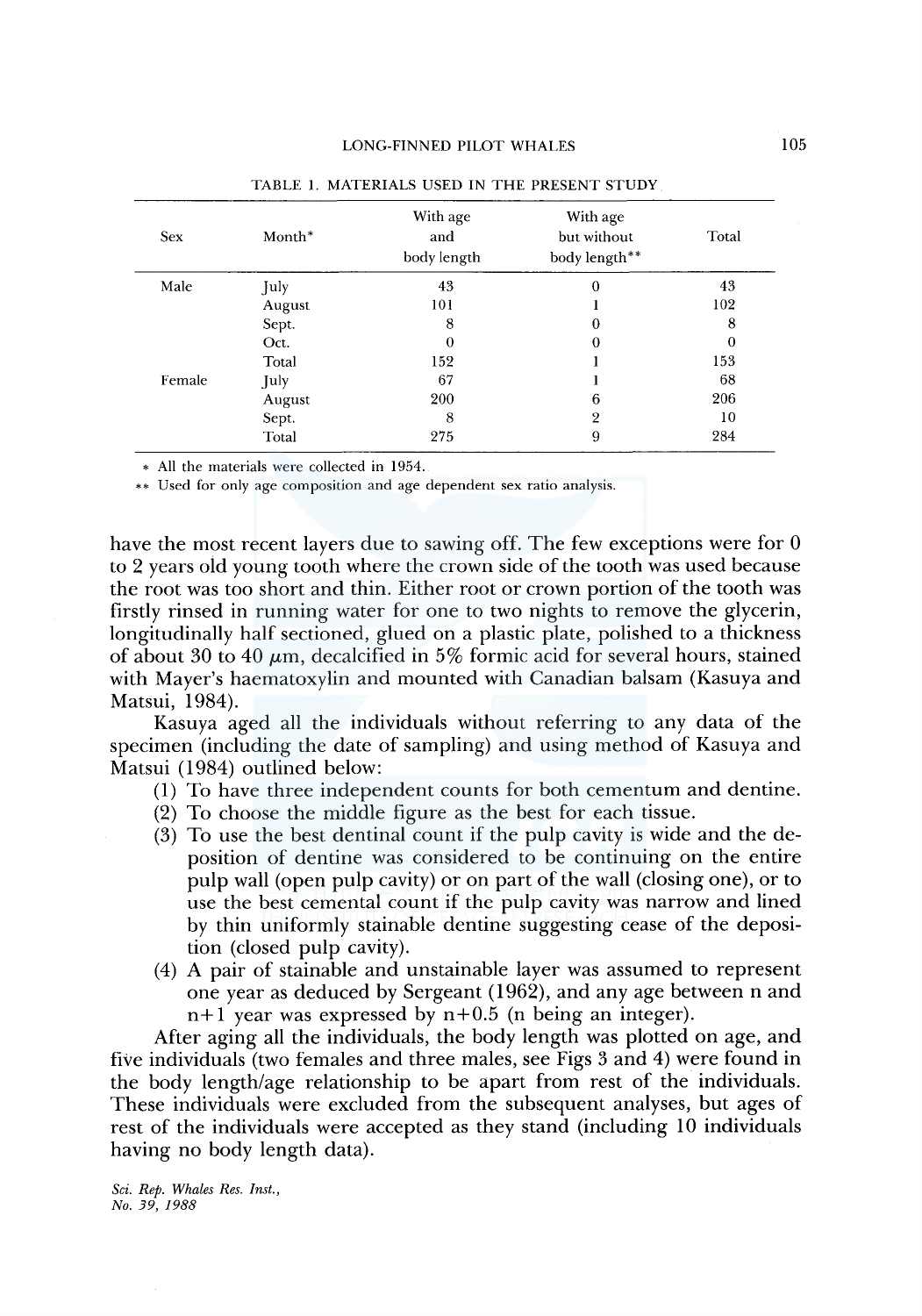TABLE 1. MATERIALS USED IN THE PRESENT STUDY

| Sex | Month* | With age and body length | With age but without body length** | Total |
|---|---|---|---|---|
| Male | July | 43 | 0 | 43 |
| | August | 101 | 1 | 102 |
| | Sept. | 8 | 0 | 8 |
| | Oct. | 0 | 0 | 0 |
| | Total | 152 | 1 | 153 |
| Female | July | 67 | 1 | 68 |
| | August | 200 | 6 | 206 |
| | Sept. | 8 | 2 | 10 |
| | Total | 275 | 9 | 284 |

\* All the materials were collected in 1954.

\*\* Used for only age composition and age dependent sex ratio analysis.

have the most recent layers due to sawing off. The few exceptions were for 0 to 2 years old young tooth where the crown side of the tooth was used because the root was too short and thin. Either root or crown portion of the tooth was firstly rinsed in running water for one to two nights to remove the glycerin, longitudinally half sectioned, glued on a plastic plate, polished to a thickness of about 30 to 40 $\mu$m, decalcified in 5% formic acid for several hours, stained with Mayer's haematoxylin and mounted with Canadian balsam (Kasuya and Matsui, 1984).

Kasuya aged all the individuals without referring to any data of the specimen (including the date of sampling) and using method of Kasuya and Matsui (1984) outlined below:

(1) To have three independent counts for both cementum and dentine.
(2) To choose the middle figure as the best for each tissue.
(3) To use the best dentinal count if the pulp cavity is wide and the deposition of dentine was considered to be continuing on the entire pulp wall (open pulp cavity) or on part of the wall (closing one), or to use the best cemental count if the pulp cavity was narrow and lined by thin uniformly stainable dentine suggesting cease of the deposition (closed pulp cavity).
(4) A pair of stainable and unstainable layer was assumed to represent one year as deduced by Sergeant (1962), and any age between n and n+1 year was expressed by n+0.5 (n being an integer).

After aging all the individuals, the body length was plotted on age, and five individuals (two females and three males, see Figs 3 and 4) were found in the body length/age relationship to be apart from rest of the individuals. These individuals were excluded from the subsequent analyses, but ages of rest of the individuals were accepted as they stand (including 10 individuals having no body length data).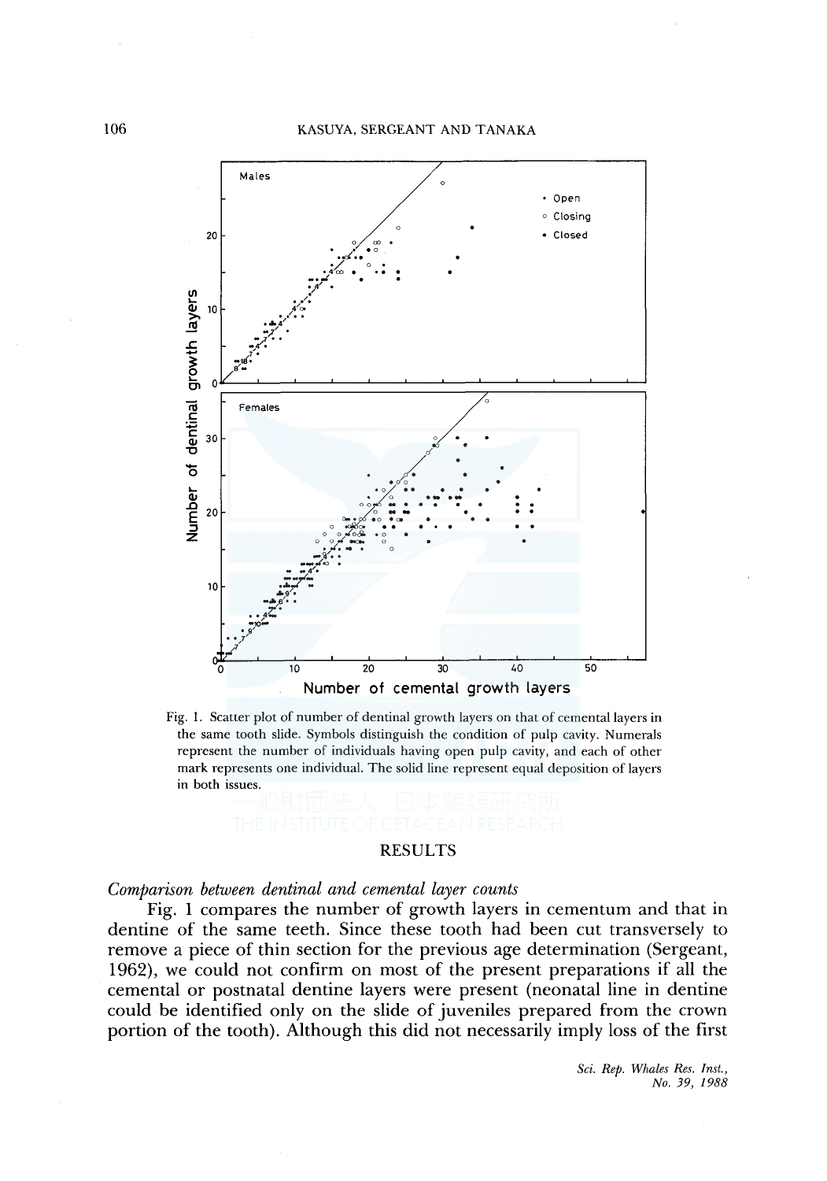Fig. 1. Scatter plot of number of dentinal growth layers on that of cemental layers in the same tooth slide. Symbols distinguish the condition of pulp cavity. Numerals represent the number of individuals having open pulp cavity, and each of other mark represents one individual. The solid line represent equal deposition of layers in both issues.

## RESULTS

*Comparison between dentinal and cemental layer counts*

Fig. 1 compares the number of growth layers in cementum and that in dentine of the same teeth. Since these tooth had been cut transversely to remove a piece of thin section for the previous age determination (Sergeant, 1962), we could not confirm on most of the present preparations if all the cemental or postnatal dentine layers were present (neonatal line in dentine could be identified only on the slide of juveniles prepared from the crown portion of the tooth). Although this did not necessarily imply loss of the first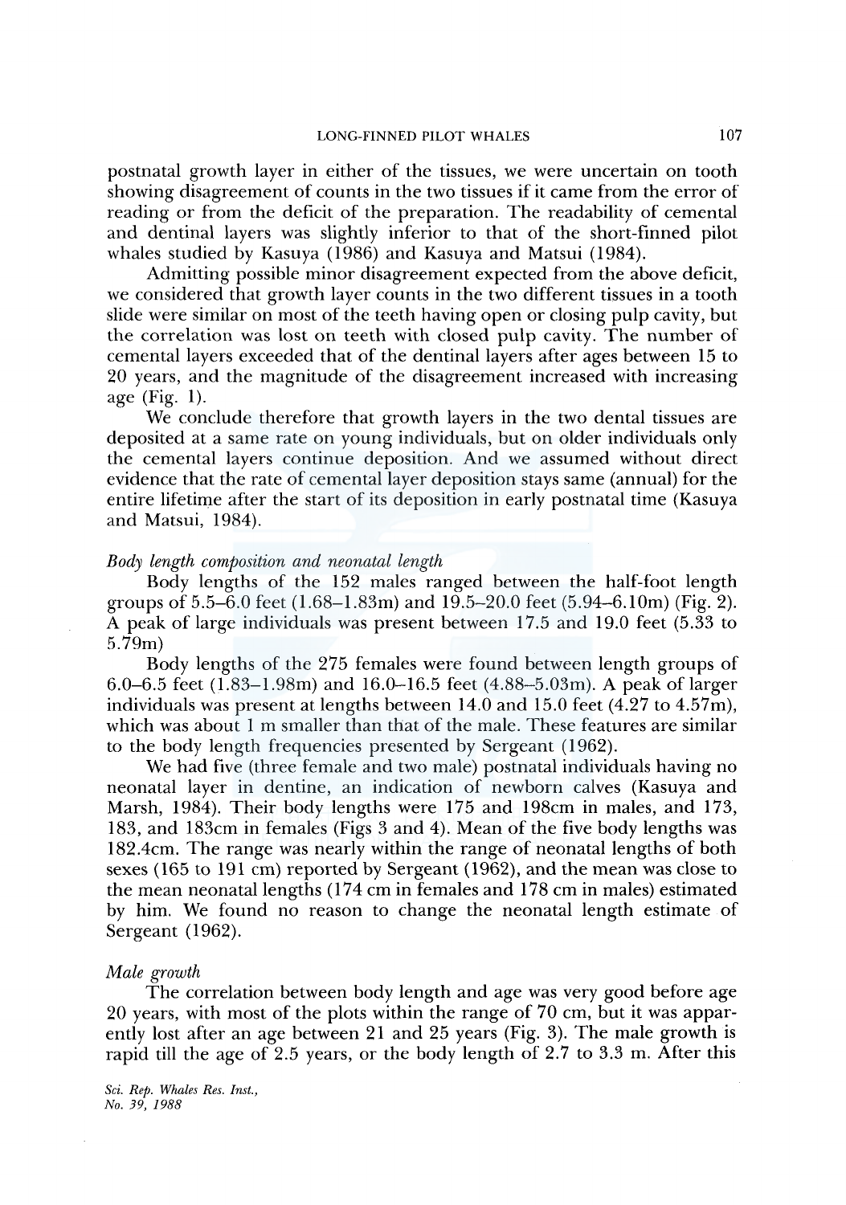postnatal growth layer in either of the tissues, we were uncertain on tooth showing disagreement of counts in the two tissues if it came from the error of reading or from the deficit of the preparation. The readability of cemental and dentinal layers was slightly inferior to that of the short-finned pilot whales studied by Kasuya (1986) and Kasuya and Matsui (1984).

Admitting possible minor disagreement expected from the above deficit, we considered that growth layer counts in the two different tissues in a tooth slide were similar on most of the teeth having open or closing pulp cavity, but the correlation was lost on teeth with closed pulp cavity. The number of cemental layers exceeded that of the dentinal layers after ages between 15 to 20 years, and the magnitude of the disagreement increased with increasing age (Fig. 1).

We conclude therefore that growth layers in the two dental tissues are deposited at a same rate on young individuals, but on older individuals only the cemental layers continue deposition. And we assumed without direct evidence that the rate of cemental layer deposition stays same (annual) for the entire lifetime after the start of its deposition in early postnatal time (Kasuya and Matsui, 1984).

*Body length composition and neonatal length*

Body lengths of the 152 males ranged between the half-foot length groups of 5.5–6.0 feet (1.68–1.83m) and 19.5–20.0 feet (5.94–6.10m) (Fig. 2). A peak of large individuals was present between 17.5 and 19.0 feet (5.33 to 5.79m)

Body lengths of the 275 females were found between length groups of 6.0–6.5 feet (1.83–1.98m) and 16.0–16.5 feet (4.88–5.03m). A peak of larger individuals was present at lengths between 14.0 and 15.0 feet (4.27 to 4.57m), which was about 1 m smaller than that of the male. These features are similar to the body length frequencies presented by Sergeant (1962).

We had five (three female and two male) postnatal individuals having no neonatal layer in dentine, an indication of newborn calves (Kasuya and Marsh, 1984). Their body lengths were 175 and 198cm in males, and 173, 183, and 183cm in females (Figs 3 and 4). Mean of the five body lengths was 182.4cm. The range was nearly within the range of neonatal lengths of both sexes (165 to 191 cm) reported by Sergeant (1962), and the mean was close to the mean neonatal lengths (174 cm in females and 178 cm in males) estimated by him. We found no reason to change the neonatal length estimate of Sergeant (1962).

*Male growth*

The correlation between body length and age was very good before age 20 years, with most of the plots within the range of 70 cm, but it was apparently lost after an age between 21 and 25 years (Fig. 3). The male growth is rapid till the age of 2.5 years, or the body length of 2.7 to 3.3 m. After this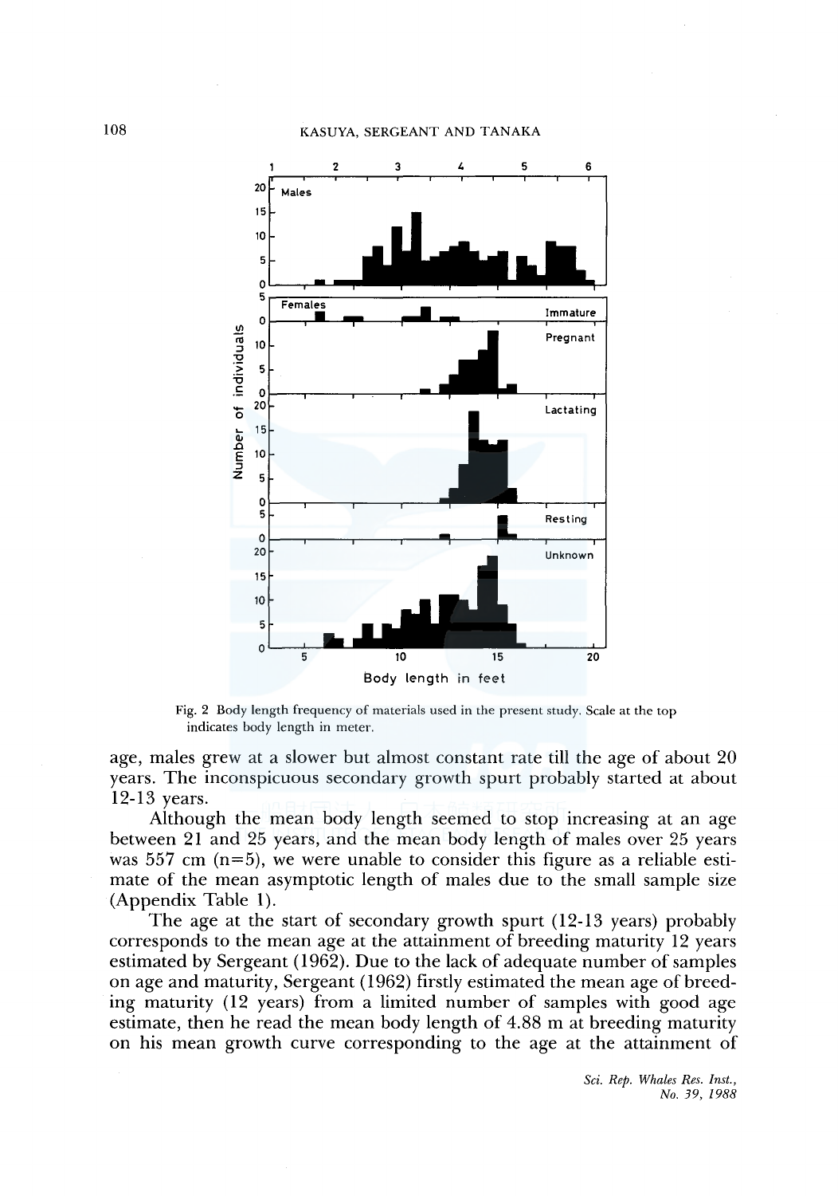Fig. 2 Body length frequency of materials used in the present study. Scale at the top indicates body length in meter.

age, males grew at a slower but almost constant rate till the age of about 20 years. The inconspicuous secondary growth spurt probably started at about 12-13 years.

Although the mean body length seemed to stop increasing at an age between 21 and 25 years, and the mean body length of males over 25 years was 557 cm (n=5), we were unable to consider this figure as a reliable estimate of the mean asymptotic length of males due to the small sample size (Appendix Table 1).

The age at the start of secondary growth spurt (12-13 years) probably corresponds to the mean age at the attainment of breeding maturity 12 years estimated by Sergeant (1962). Due to the lack of adequate number of samples on age and maturity, Sergeant (1962) firstly estimated the mean age of breeding maturity (12 years) from a limited number of samples with good age estimate, then he read the mean body length of 4.88 m at breeding maturity on his mean growth curve corresponding to the age at the attainment of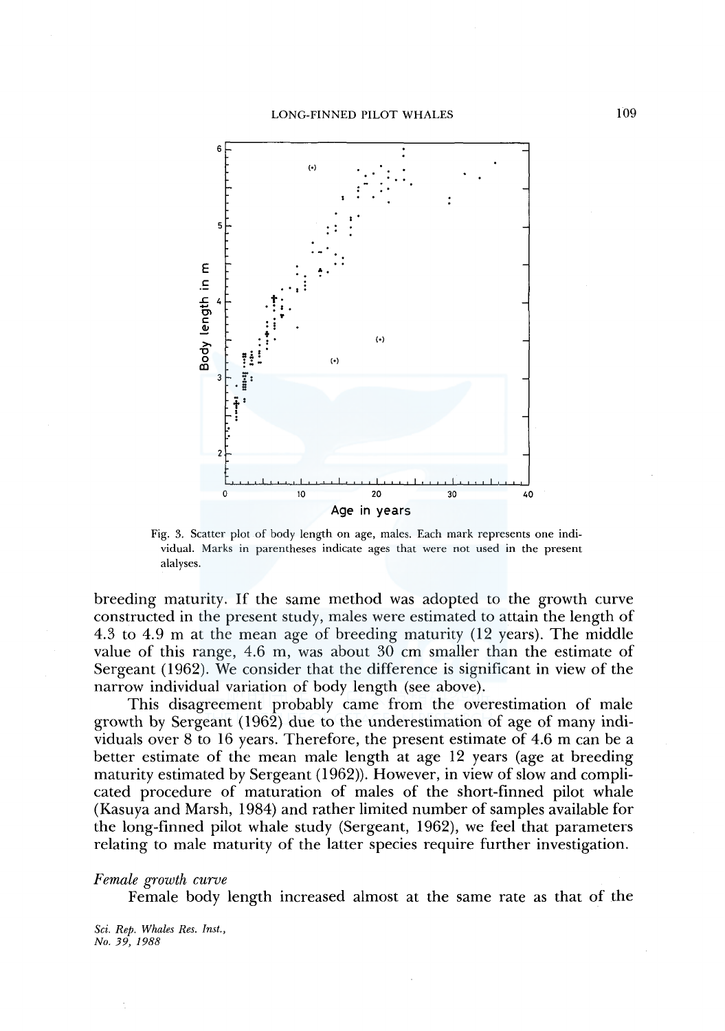Fig. 3. Scatter plot of body length on age, males. Each mark represents one individual. Marks in parentheses indicate ages that were not used in the present alalyses.

breeding maturity. If the same method was adopted to the growth curve constructed in the present study, males were estimated to attain the length of 4.3 to 4.9 m at the mean age of breeding maturity (12 years). The middle value of this range, 4.6 m, was about 30 cm smaller than the estimate of Sergeant (1962). We consider that the difference is significant in view of the narrow individual variation of body length (see above).

This disagreement probably came from the overestimation of male growth by Sergeant (1962) due to the underestimation of age of many individuals over 8 to 16 years. Therefore, the present estimate of 4.6 m can be a better estimate of the mean male length at age 12 years (age at breeding maturity estimated by Sergeant (1962)). However, in view of slow and complicated procedure of maturation of males of the short-finned pilot whale (Kasuya and Marsh, 1984) and rather limited number of samples available for the long-finned pilot whale study (Sergeant, 1962), we feel that parameters relating to male maturity of the latter species require further investigation.

*Female growth curve*

Female body length increased almost at the same rate as that of the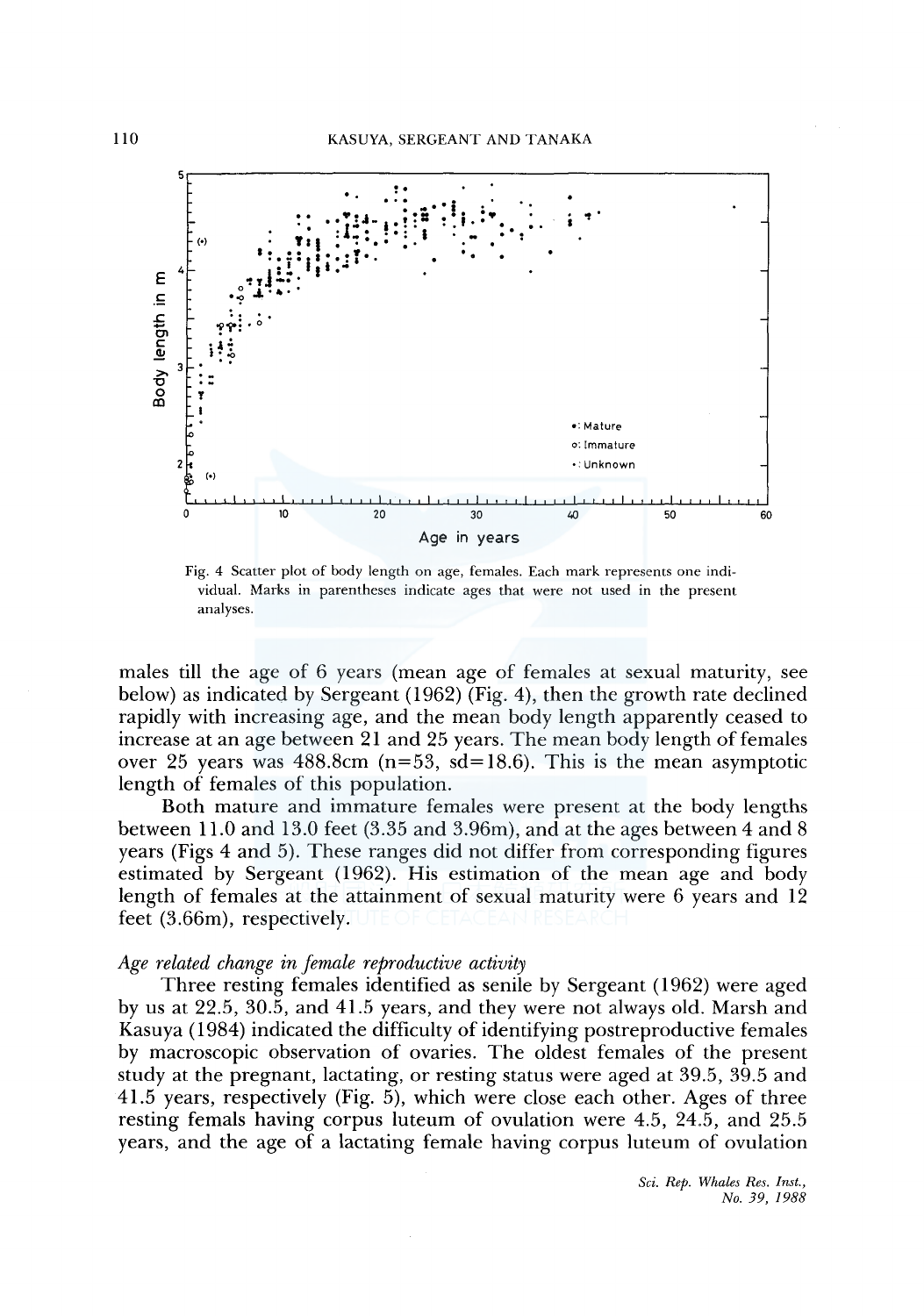Fig. 4 Scatter plot of body length on age, females. Each mark represents one individual. Marks in parentheses indicate ages that were not used in the present analyses.

males till the age of 6 years (mean age of females at sexual maturity, see below) as indicated by Sergeant (1962) (Fig. 4), then the growth rate declined rapidly with increasing age, and the mean body length apparently ceased to increase at an age between 21 and 25 years. The mean body length of females over 25 years was 488.8cm (n=53, sd=18.6). This is the mean asymptotic length of females of this population.

Both mature and immature females were present at the body lengths between 11.0 and 13.0 feet (3.35 and 3.96m), and at the ages between 4 and 8 years (Figs 4 and 5). These ranges did not differ from corresponding figures estimated by Sergeant (1962). His estimation of the mean age and body length of females at the attainment of sexual maturity were 6 years and 12 feet (3.66m), respectively.

*Age related change in female reproductive activity*

Three resting females identified as senile by Sergeant (1962) were aged by us at 22.5, 30.5, and 41.5 years, and they were not always old. Marsh and Kasuya (1984) indicated the difficulty of identifying postreproductive females by macroscopic observation of ovaries. The oldest females of the present study at the pregnant, lactating, or resting status were aged at 39.5, 39.5 and 41.5 years, respectively (Fig. 5), which were close each other. Ages of three resting femals having corpus luteum of ovulation were 4.5, 24.5, and 25.5 years, and the age of a lactating female having corpus luteum of ovulation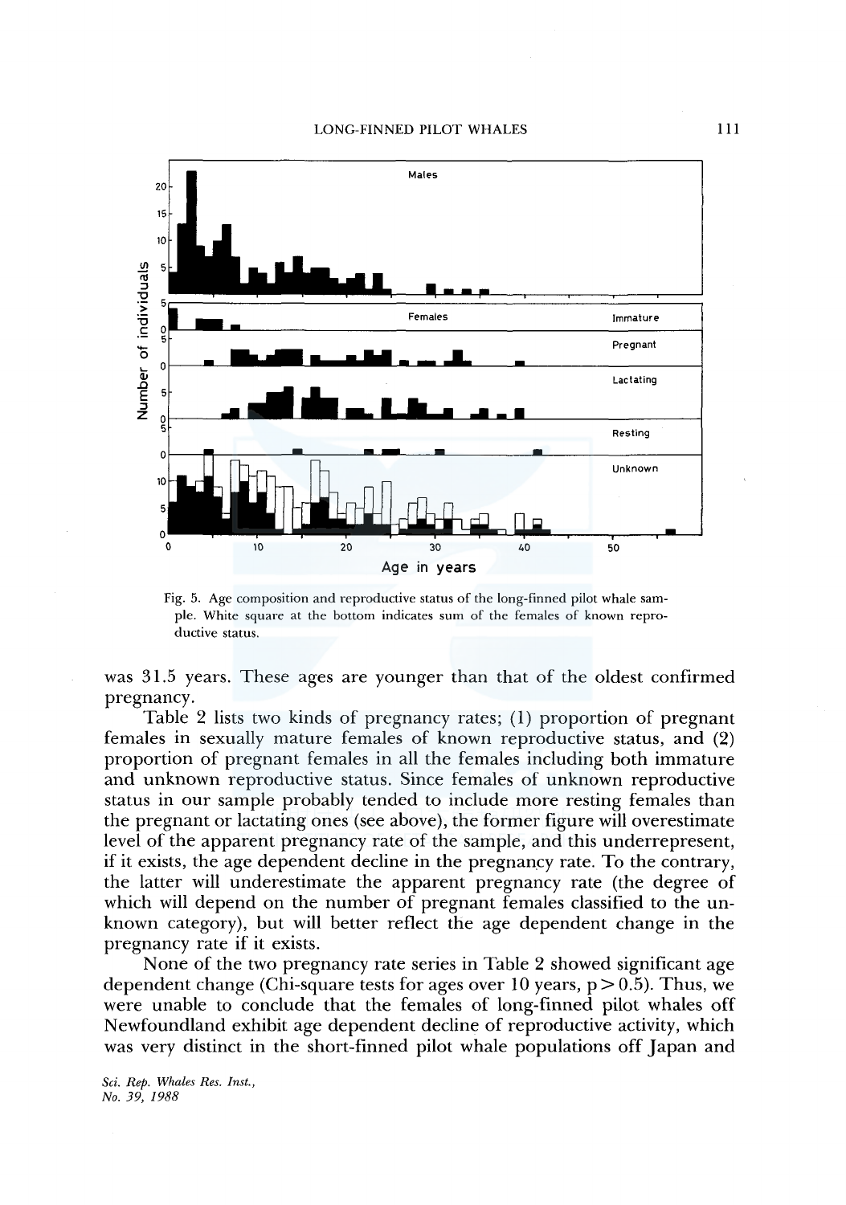Fig. 5. Age composition and reproductive status of the long-finned pilot whale sample. White square at the bottom indicates sum of the females of known reproductive status.

was 31.5 years. These ages are younger than that of the oldest confirmed pregnancy.

Table 2 lists two kinds of pregnancy rates; (1) proportion of pregnant females in sexually mature females of known reproductive status, and (2) proportion of pregnant females in all the females including both immature and unknown reproductive status. Since females of unknown reproductive status in our sample probably tended to include more resting females than the pregnant or lactating ones (see above), the former figure will overestimate level of the apparent pregnancy rate of the sample, and this underrepresent, if it exists, the age dependent decline in the pregnancy rate. To the contrary, the latter will underestimate the apparent pregnancy rate (the degree of which will depend on the number of pregnant females classified to the unknown category), but will better reflect the age dependent change in the pregnancy rate if it exists.

None of the two pregnancy rate series in Table 2 showed significant age dependent change (Chi-square tests for ages over 10 years, $p > 0.5$). Thus, we were unable to conclude that the females of long-finned pilot whales off Newfoundland exhibit age dependent decline of reproductive activity, which was very distinct in the short-finned pilot whale populations off Japan and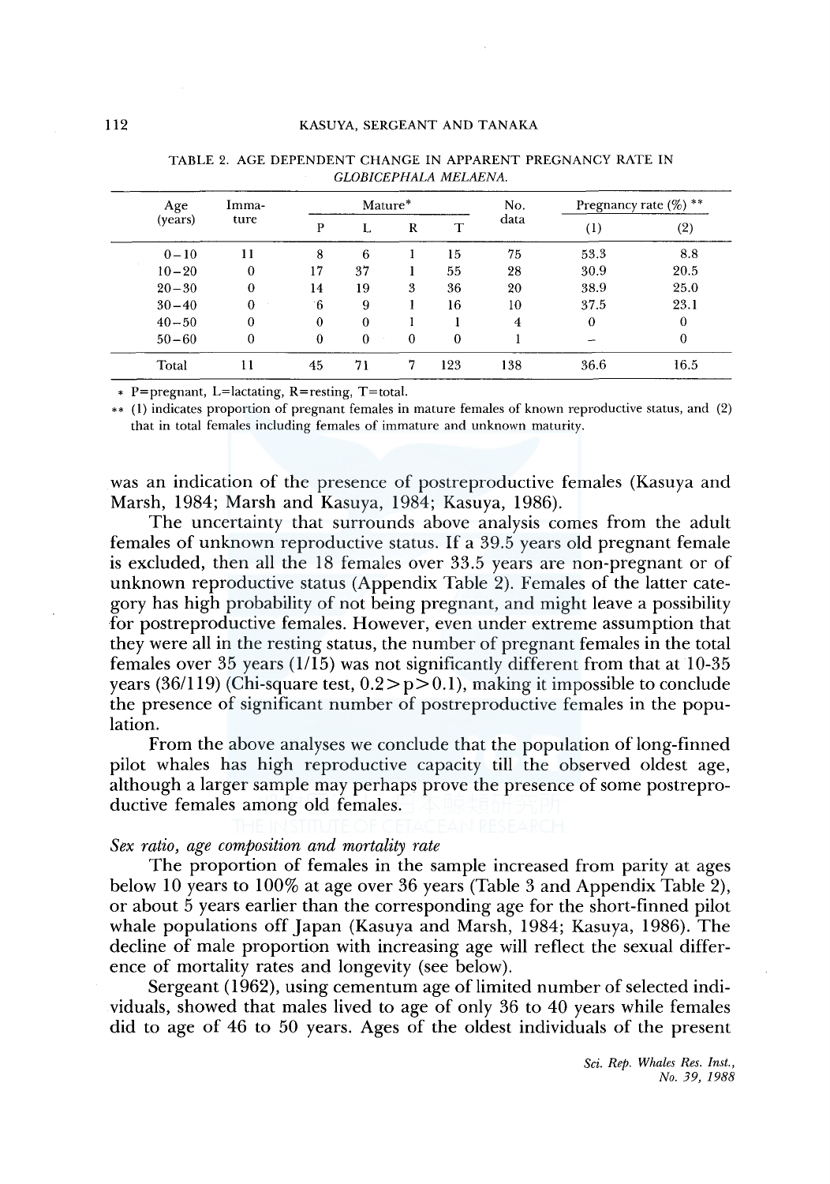TABLE 2. AGE DEPENDENT CHANGE IN APPARENT PREGNANCY RATE IN *GLOBICEPHALA MELAENA*.

| Age (years) | Imma-ture | Mature* | | | | No. data | Pregnancy rate (%) ** | |
|---|---|---|---|---|---|---|---|---|
| | | P | L | R | T | | (1) | (2) |
| 0–10 | 11 | 8 | 6 | 1 | 15 | 75 | 53.3 | 8.8 |
| 10–20 | 0 | 17 | 37 | 1 | 55 | 28 | 30.9 | 20.5 |
| 20–30 | 0 | 14 | 19 | 3 | 36 | 20 | 38.9 | 25.0 |
| 30–40 | 0 | 6 | 9 | 1 | 16 | 10 | 37.5 | 23.1 |
| 40–50 | 0 | 0 | 0 | 1 | 1 | 4 | 0 | 0 |
| 50–60 | 0 | 0 | 0 | 0 | 0 | 1 | – | 0 |
| Total | 11 | 45 | 71 | 7 | 123 | 138 | 36.6 | 16.5 |

* P=pregnant, L=lactating, R=resting, T=total.

** (1) indicates proportion of pregnant females in mature females of known reproductive status, and (2) that in total females including females of immature and unknown maturity.

was an indication of the presence of postreproductive females (Kasuya and Marsh, 1984; Marsh and Kasuya, 1984; Kasuya, 1986).

The uncertainty that surrounds above analysis comes from the adult females of unknown reproductive status. If a 39.5 years old pregnant female is excluded, then all the 18 females over 33.5 years are non-pregnant or of unknown reproductive status (Appendix Table 2). Females of the latter category has high probability of not being pregnant, and might leave a possibility for postreproductive females. However, even under extreme assumption that they were all in the resting status, the number of pregnant females in the total females over 35 years (1/15) was not significantly different from that at 10-35 years (36/119) (Chi-square test, $0.2 > p > 0.1$), making it impossible to conclude the presence of significant number of postreproductive females in the population.

From the above analyses we conclude that the population of long-finned pilot whales has high reproductive capacity till the observed oldest age, although a larger sample may perhaps prove the presence of some postreproductive females among old females.

### *Sex ratio, age composition and mortality rate*

The proportion of females in the sample increased from parity at ages below 10 years to 100% at age over 36 years (Table 3 and Appendix Table 2), or about 5 years earlier than the corresponding age for the short-finned pilot whale populations off Japan (Kasuya and Marsh, 1984; Kasuya, 1986). The decline of male proportion with increasing age will reflect the sexual difference of mortality rates and longevity (see below).

Sergeant (1962), using cementum age of limited number of selected individuals, showed that males lived to age of only 36 to 40 years while females did to age of 46 to 50 years. Ages of the oldest individuals of the present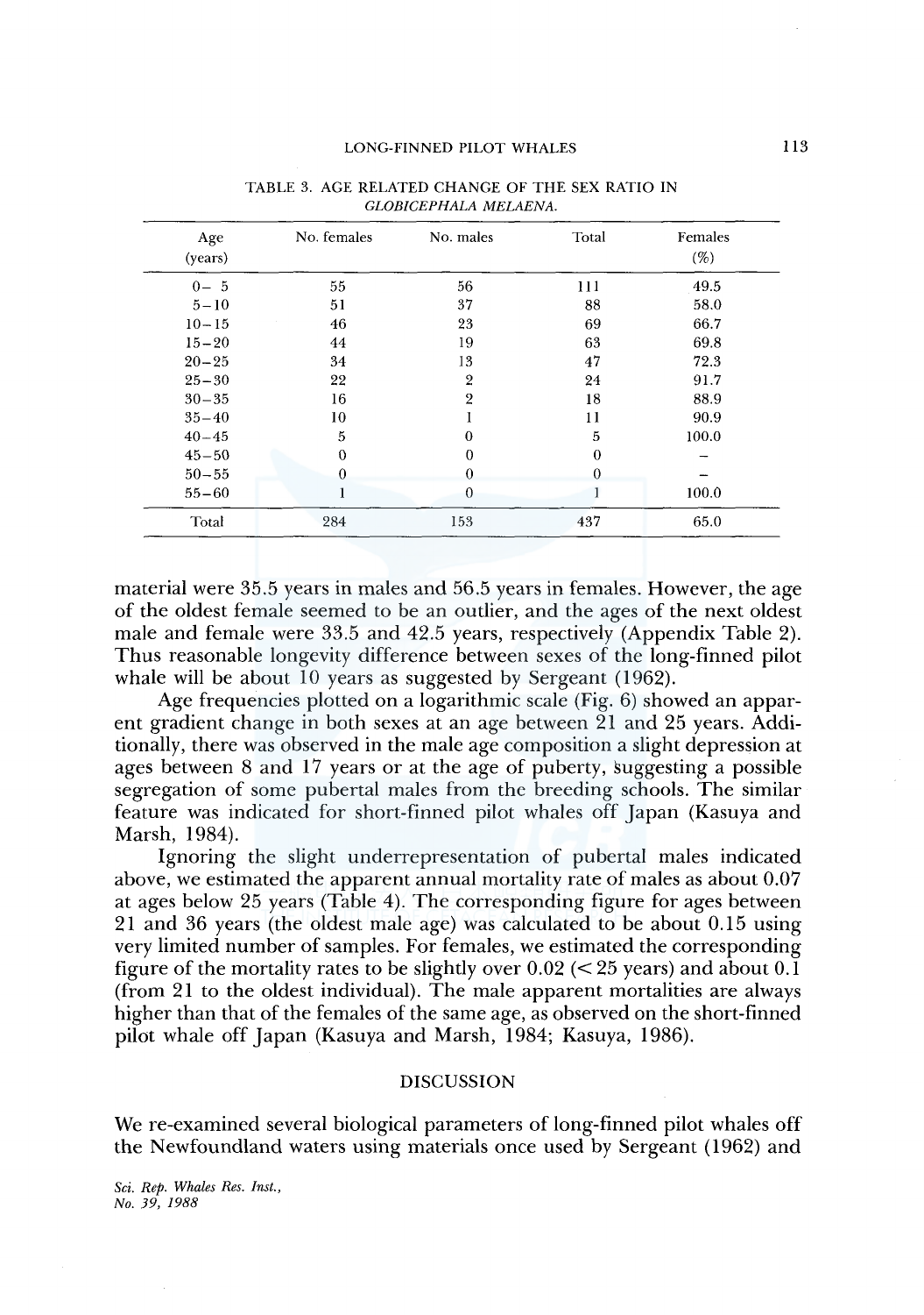TABLE 3. AGE RELATED CHANGE OF THE SEX RATIO IN *GLOBICEPHALA MELAENA*.

| Age (years) | No. females | No. males | Total | Females (%) |
|---|---|---|---|---|
| 0– 5 | 55 | 56 | 111 | 49.5 |
| 5–10 | 51 | 37 | 88 | 58.0 |
| 10–15 | 46 | 23 | 69 | 66.7 |
| 15–20 | 44 | 19 | 63 | 69.8 |
| 20–25 | 34 | 13 | 47 | 72.3 |
| 25–30 | 22 | 2 | 24 | 91.7 |
| 30–35 | 16 | 2 | 18 | 88.9 |
| 35–40 | 10 | 1 | 11 | 90.9 |
| 40–45 | 5 | 0 | 5 | 100.0 |
| 45–50 | 0 | 0 | 0 | – |
| 50–55 | 0 | 0 | 0 | – |
| 55–60 | 1 | 0 | 1 | 100.0 |
| Total | 284 | 153 | 437 | 65.0 |

material were 35.5 years in males and 56.5 years in females. However, the age of the oldest female seemed to be an outlier, and the ages of the next oldest male and female were 33.5 and 42.5 years, respectively (Appendix Table 2). Thus reasonable longevity difference between sexes of the long-finned pilot whale will be about 10 years as suggested by Sergeant (1962).

Age frequencies plotted on a logarithmic scale (Fig. 6) showed an apparent gradient change in both sexes at an age between 21 and 25 years. Additionally, there was observed in the male age composition a slight depression at ages between 8 and 17 years or at the age of puberty, suggesting a possible segregation of some pubertal males from the breeding schools. The similar feature was indicated for short-finned pilot whales off Japan (Kasuya and Marsh, 1984).

Ignoring the slight underrepresentation of pubertal males indicated above, we estimated the apparent annual mortality rate of males as about 0.07 at ages below 25 years (Table 4). The corresponding figure for ages between 21 and 36 years (the oldest male age) was calculated to be about 0.15 using very limited number of samples. For females, we estimated the corresponding figure of the mortality rates to be slightly over 0.02 (< 25 years) and about 0.1 (from 21 to the oldest individual). The male apparent mortalities are always higher than that of the females of the same age, as observed on the short-finned pilot whale off Japan (Kasuya and Marsh, 1984; Kasuya, 1986).

## DISCUSSION

We re-examined several biological parameters of long-finned pilot whales off the Newfoundland waters using materials once used by Sergeant (1962) and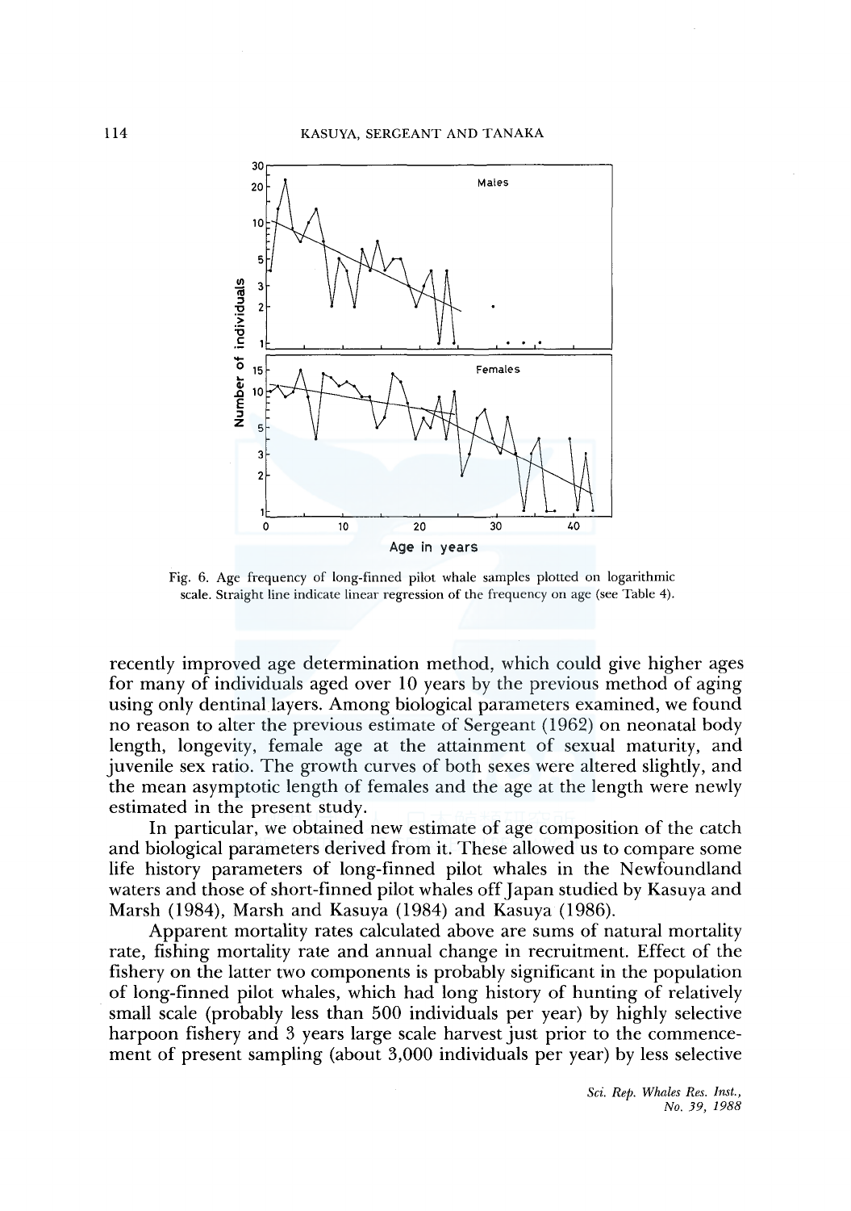Fig. 6. Age frequency of long-finned pilot whale samples plotted on logarithmic scale. Straight line indicate linear regression of the frequency on age (see Table 4).

recently improved age determination method, which could give higher ages for many of individuals aged over 10 years by the previous method of aging using only dentinal layers. Among biological parameters examined, we found no reason to alter the previous estimate of Sergeant (1962) on neonatal body length, longevity, female age at the attainment of sexual maturity, and juvenile sex ratio. The growth curves of both sexes were altered slightly, and the mean asymptotic length of females and the age at the length were newly estimated in the present study.

In particular, we obtained new estimate of age composition of the catch and biological parameters derived from it. These allowed us to compare some life history parameters of long-finned pilot whales in the Newfoundland waters and those of short-finned pilot whales off Japan studied by Kasuya and Marsh (1984), Marsh and Kasuya (1984) and Kasuya (1986).

Apparent mortality rates calculated above are sums of natural mortality rate, fishing mortality rate and annual change in recruitment. Effect of the fishery on the latter two components is probably significant in the population of long-finned pilot whales, which had long history of hunting of relatively small scale (probably less than 500 individuals per year) by highly selective harpoon fishery and 3 years large scale harvest just prior to the commencement of present sampling (about 3,000 individuals per year) by less selective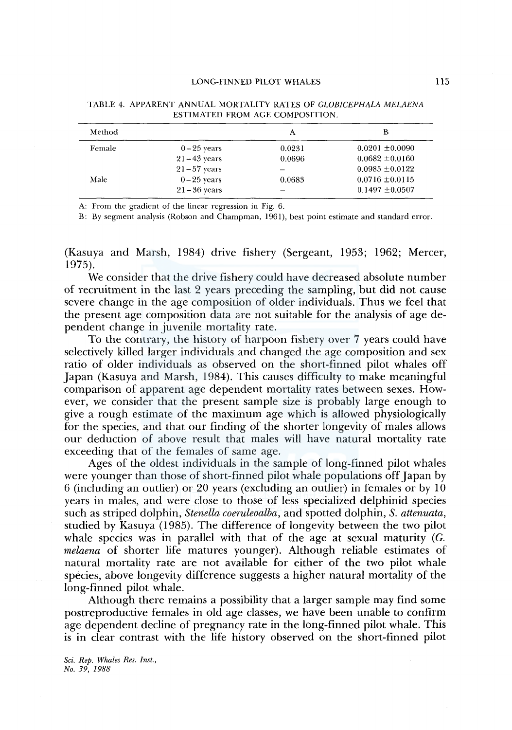TABLE 4. APPARENT ANNUAL MORTALITY RATES OF *GLOBICEPHALA MELAENA* ESTIMATED FROM AGE COMPOSITION.

| Method | | A | B |
|---|---|---|---|
| Female | 0–25 years | 0.0231 | 0.0201 ±0.0090 |
| | 21–43 years | 0.0696 | 0.0682 ±0.0160 |
| | 21–57 years | – | 0.0985 ±0.0122 |
| Male | 0–25 years | 0.0683 | 0.0716 ±0.0115 |
| | 21–36 years | – | 0.1497 ±0.0507 |

A: From the gradient of the linear regression in Fig. 6.

B: By segment analysis (Robson and Champman, 1961), best point estimate and standard error.

(Kasuya and Marsh, 1984) drive fishery (Sergeant, 1953; 1962; Mercer, 1975).

We consider that the drive fishery could have decreased absolute number of recruitment in the last 2 years preceding the sampling, but did not cause severe change in the age composition of older individuals. Thus we feel that the present age composition data are not suitable for the analysis of age dependent change in juvenile mortality rate.

To the contrary, the history of harpoon fishery over 7 years could have selectively killed larger individuals and changed the age composition and sex ratio of older individuals as observed on the short-finned pilot whales off Japan (Kasuya and Marsh, 1984). This causes difficulty to make meaningful comparison of apparent age dependent mortality rates between sexes. However, we consider that the present sample size is probably large enough to give a rough estimate of the maximum age which is allowed physiologically for the species, and that our finding of the shorter longevity of males allows our deduction of above result that males will have natural mortality rate exceeding that of the females of same age.

Ages of the oldest individuals in the sample of long-finned pilot whales were younger than those of short-finned pilot whale populations off Japan by 6 (including an outlier) or 20 years (excluding an outlier) in females or by 10 years in males, and were close to those of less specialized delphinid species such as striped dolphin, *Stenella coeruleoalba*, and spotted dolphin, *S. attenuata*, studied by Kasuya (1985). The difference of longevity between the two pilot whale species was in parallel with that of the age at sexual maturity (*G. melaena* of shorter life matures younger). Although reliable estimates of natural mortality rate are not available for either of the two pilot whale species, above longevity difference suggests a higher natural mortality of the long-finned pilot whale.

Although there remains a possibility that a larger sample may find some postreproductive females in old age classes, we have been unable to confirm age dependent decline of pregnancy rate in the long-finned pilot whale. This is in clear contrast with the life history observed on the short-finned pilot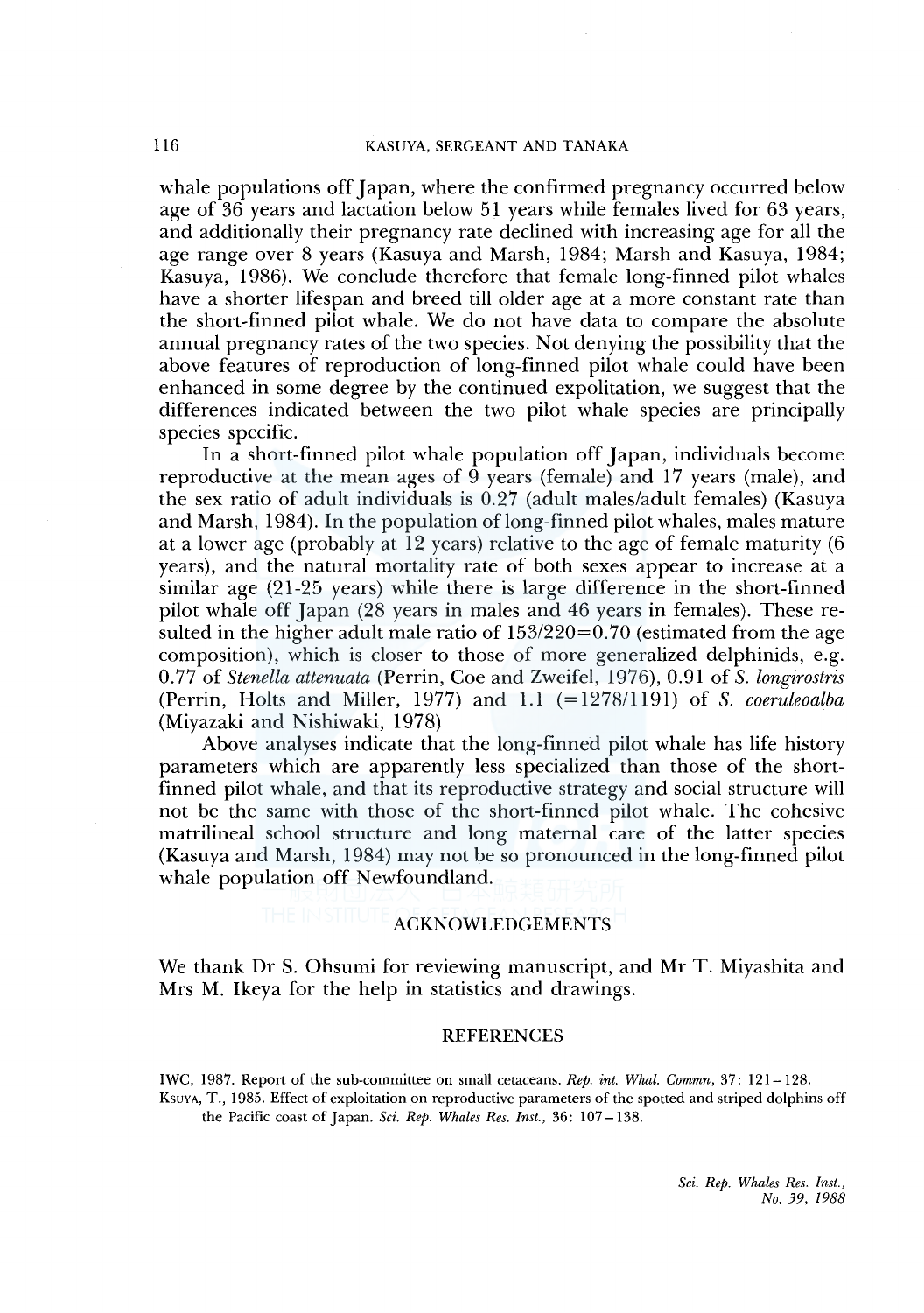whale populations off Japan, where the confirmed pregnancy occurred below age of 36 years and lactation below 51 years while females lived for 63 years, and additionally their pregnancy rate declined with increasing age for all the age range over 8 years (Kasuya and Marsh, 1984; Marsh and Kasuya, 1984; Kasuya, 1986). We conclude therefore that female long-finned pilot whales have a shorter lifespan and breed till older age at a more constant rate than the short-finned pilot whale. We do not have data to compare the absolute annual pregnancy rates of the two species. Not denying the possibility that the above features of reproduction of long-finned pilot whale could have been enhanced in some degree by the continued expolitation, we suggest that the differences indicated between the two pilot whale species are principally species specific.

In a short-finned pilot whale population off Japan, individuals become reproductive at the mean ages of 9 years (female) and 17 years (male), and the sex ratio of adult individuals is 0.27 (adult males/adult females) (Kasuya and Marsh, 1984). In the population of long-finned pilot whales, males mature at a lower age (probably at 12 years) relative to the age of female maturity (6 years), and the natural mortality rate of both sexes appear to increase at a similar age (21-25 years) while there is large difference in the short-finned pilot whale off Japan (28 years in males and 46 years in females). These resulted in the higher adult male ratio of 153/220=0.70 (estimated from the age composition), which is closer to those of more generalized delphinids, e.g. 0.77 of *Stenella attenuata* (Perrin, Coe and Zweifel, 1976), 0.91 of *S. longirostris* (Perrin, Holts and Miller, 1977) and 1.1 (=1278/1191) of *S. coeruleoalba* (Miyazaki and Nishiwaki, 1978)

Above analyses indicate that the long-finned pilot whale has life history parameters which are apparently less specialized than those of the short-finned pilot whale, and that its reproductive strategy and social structure will not be the same with those of the short-finned pilot whale. The cohesive matrilineal school structure and long maternal care of the latter species (Kasuya and Marsh, 1984) may not be so pronounced in the long-finned pilot whale population off Newfoundland.

## ACKNOWLEDGEMENTS

We thank Dr S. Ohsumi for reviewing manuscript, and Mr T. Miyashita and Mrs M. Ikeya for the help in statistics and drawings.

## REFERENCES

IWC, 1987. Report of the sub-committee on small cetaceans. *Rep. int. Whal. Commn*, 37: 121–128.

Ksuya, T., 1985. Effect of exploitation on reproductive parameters of the spotted and striped dolphins off the Pacific coast of Japan. *Sci. Rep. Whales Res. Inst.*, 36: 107–138.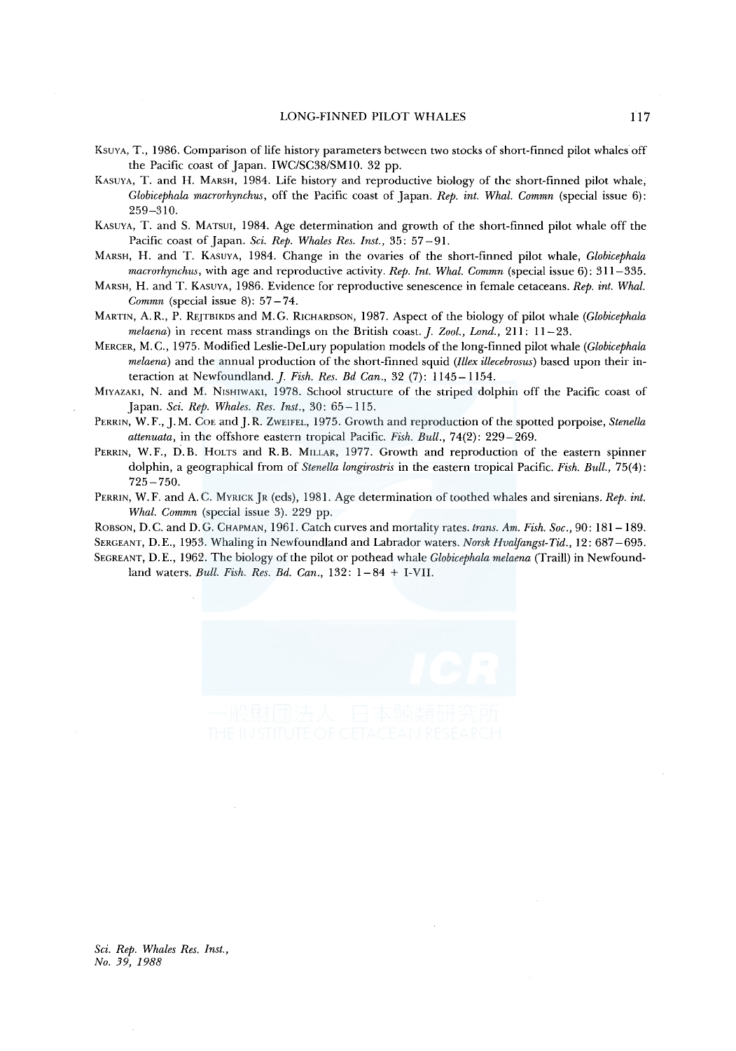KSUYA, T., 1986. Comparison of life history parameters between two stocks of short-finned pilot whales off the Pacific coast of Japan. IWC/SC38/SM10. 32 pp.

KASUYA, T. and H. MARSH, 1984. Life history and reproductive biology of the short-finned pilot whale, *Globicephala macrorhynchus*, off the Pacific coast of Japan. *Rep. int. Whal. Commn* (special issue 6): 259–310.

KASUYA, T. and S. MATSUI, 1984. Age determination and growth of the short-finned pilot whale off the Pacific coast of Japan. *Sci. Rep. Whales Res. Inst.*, 35: 57–91.

MARSH, H. and T. KASUYA, 1984. Change in the ovaries of the short-finned pilot whale, *Globicephala macrorhynchus*, with age and reproductive activity. *Rep. Int. Whal. Commn* (special issue 6): 311–335.

MARSH, H. and T. KASUYA, 1986. Evidence for reproductive senescence in female cetaceans. *Rep. int. Whal. Commn* (special issue 8): 57–74.

MARTIN, A.R., P. REJTBIKDS and M.G. RICHARDSON, 1987. Aspect of the biology of pilot whale (*Globicephala melaena*) in recent mass strandings on the British coast. *J. Zool., Lond.*, 211: 11–23.

MERCER, M.C., 1975. Modified Leslie-DeLury population models of the long-finned pilot whale (*Globicephala melaena*) and the annual production of the short-finned squid (*Illex illecebrosus*) based upon their interaction at Newfoundland. *J. Fish. Res. Bd Can.*, 32 (7): 1145–1154.

MIYAZAKI, N. and M. NISHIWAKI, 1978. School structure of the striped dolphin off the Pacific coast of Japan. *Sci. Rep. Whales. Res. Inst.*, 30: 65–115.

PERRIN, W.F., J.M. COE and J.R. ZWEIFEL, 1975. Growth and reproduction of the spotted porpoise, *Stenella attenuata*, in the offshore eastern tropical Pacific. *Fish. Bull.*, 74(2): 229–269.

PERRIN, W.F., D.B. HOLTS and R.B. MILLAR, 1977. Growth and reproduction of the eastern spinner dolphin, a geographical from of *Stenella longirostris* in the eastern tropical Pacific. *Fish. Bull.*, 75(4): 725–750.

PERRIN, W.F. and A.C. MYRICK JR (eds), 1981. Age determination of toothed whales and sirenians. *Rep. int. Whal. Commn* (special issue 3). 229 pp.

ROBSON, D.C. and D.G. CHAPMAN, 1961. Catch curves and mortality rates. *trans. Am. Fish. Soc.*, 90: 181–189.

SERGEANT, D.E., 1953. Whaling in Newfoundland and Labrador waters. *Norsk Hvalfangst-Tid.*, 12: 687–695.

SEGREANT, D.E., 1962. The biology of the pilot or pothead whale *Globicephala melaena* (Traill) in Newfoundland waters. *Bull. Fish. Res. Bd. Can.*, 132: 1–84 + I-VII.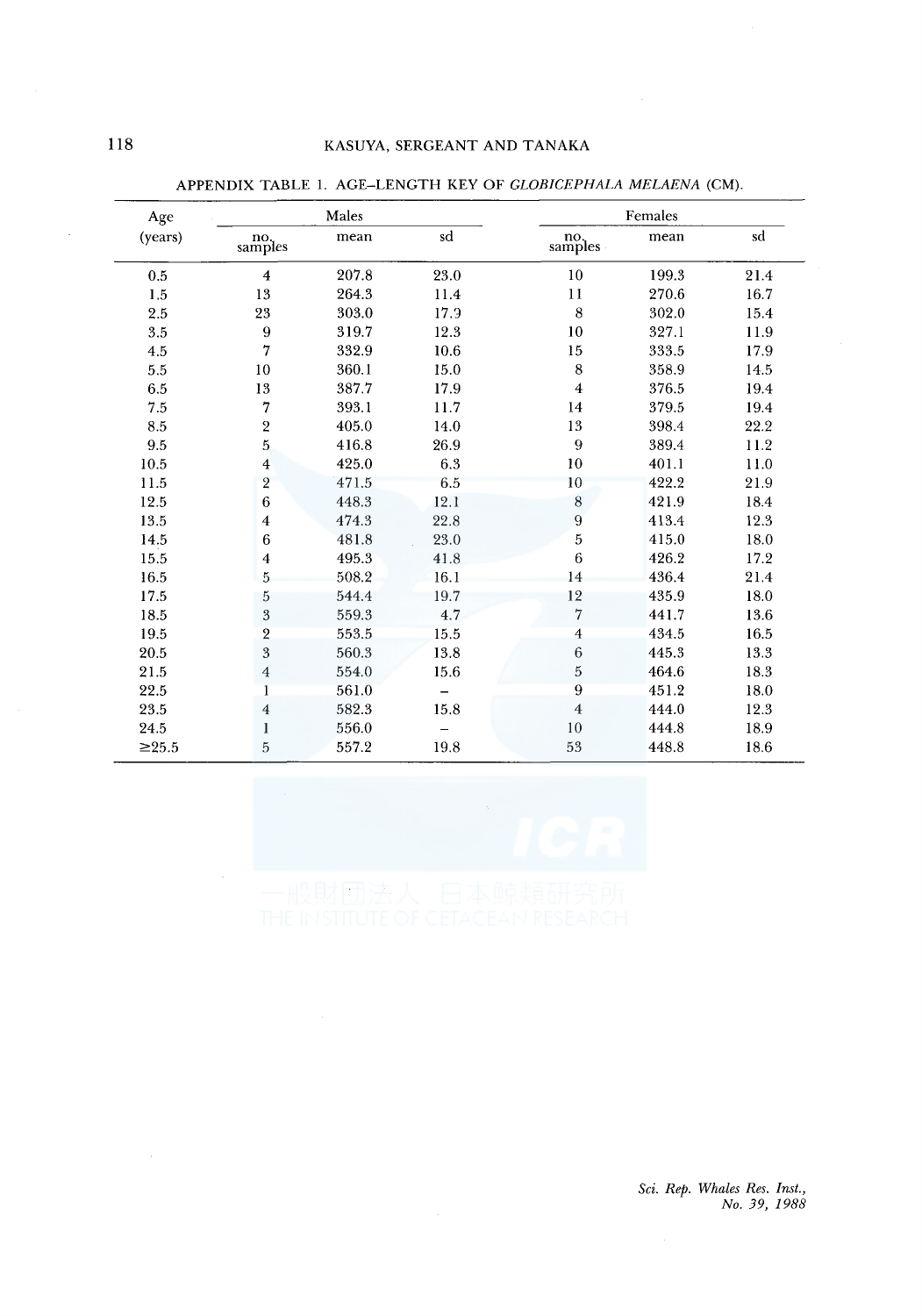APPENDIX TABLE 1. AGE–LENGTH KEY OF *GLOBICEPHALA MELAENA* (CM).

| Age (years) | Males | | | Females | | |
|---|---|---|---|---|---|---|
| | no. samples | mean | sd | no. samples | mean | sd |
| 0.5 | 4 | 207.8 | 23.0 | 10 | 199.3 | 21.4 |
| 1.5 | 13 | 264.3 | 11.4 | 11 | 270.6 | 16.7 |
| 2.5 | 23 | 303.0 | 17.9 | 8 | 302.0 | 15.4 |
| 3.5 | 9 | 319.7 | 12.3 | 10 | 327.1 | 11.9 |
| 4.5 | 7 | 332.9 | 10.6 | 15 | 333.5 | 17.9 |
| 5.5 | 10 | 360.1 | 15.0 | 8 | 358.9 | 14.5 |
| 6.5 | 13 | 387.7 | 17.9 | 4 | 376.5 | 19.4 |
| 7.5 | 7 | 393.1 | 11.7 | 14 | 379.5 | 19.4 |
| 8.5 | 2 | 405.0 | 14.0 | 13 | 398.4 | 22.2 |
| 9.5 | 5 | 416.8 | 26.9 | 9 | 389.4 | 11.2 |
| 10.5 | 4 | 425.0 | 6.3 | 10 | 401.1 | 11.0 |
| 11.5 | 2 | 471.5 | 6.5 | 10 | 422.2 | 21.9 |
| 12.5 | 6 | 448.3 | 12.1 | 8 | 421.9 | 18.4 |
| 13.5 | 4 | 474.3 | 22.8 | 9 | 413.4 | 12.3 |
| 14.5 | 6 | 481.8 | 23.0 | 5 | 415.0 | 18.0 |
| 15.5 | 4 | 495.3 | 41.8 | 6 | 426.2 | 17.2 |
| 16.5 | 5 | 508.2 | 16.1 | 14 | 436.4 | 21.4 |
| 17.5 | 5 | 544.4 | 19.7 | 12 | 435.9 | 18.0 |
| 18.5 | 3 | 559.3 | 4.7 | 7 | 441.7 | 13.6 |
| 19.5 | 2 | 553.5 | 15.5 | 4 | 434.5 | 16.5 |
| 20.5 | 3 | 560.3 | 13.8 | 6 | 445.3 | 13.3 |
| 21.5 | 4 | 554.0 | 15.6 | 5 | 464.6 | 18.3 |
| 22.5 | 1 | 561.0 | – | 9 | 451.2 | 18.0 |
| 23.5 | 4 | 582.3 | 15.8 | 4 | 444.0 | 12.3 |
| 24.5 | 1 | 556.0 | – | 10 | 444.8 | 18.9 |
| ≥25.5 | 5 | 557.2 | 19.8 | 53 | 448.8 | 18.6 |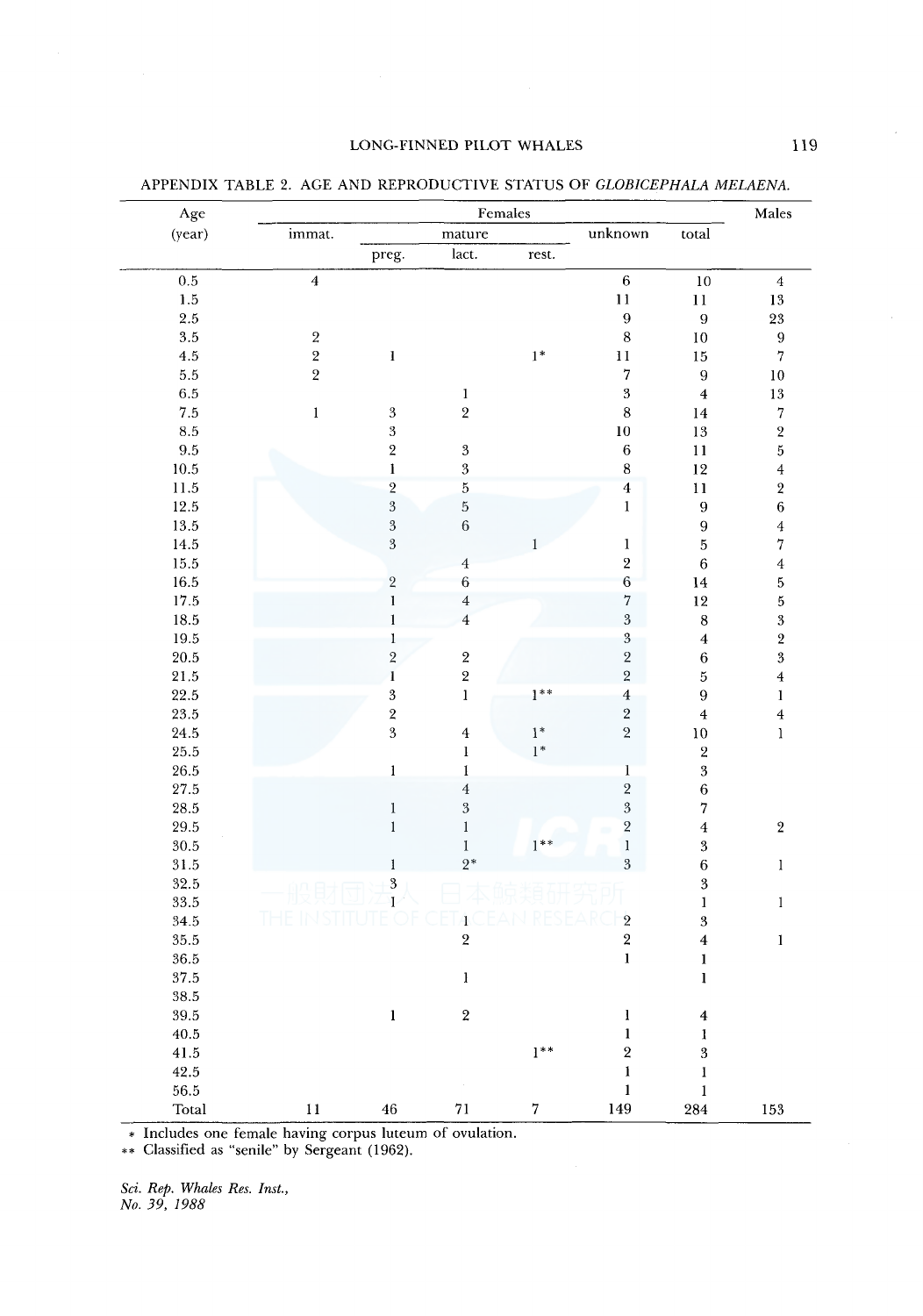APPENDIX TABLE 2. AGE AND REPRODUCTIVE STATUS OF *GLOBICEPHALA MELAENA*.

| Age (year) | Females | | | | | | Males |
|---|---|---|---|---|---|---|---|
| | immat. | mature | | | unknown | total | |
| | | preg. | lact. | rest. | | | |
| 0.5 | 4 | | | | 6 | 10 | 4 |
| 1.5 | | | | | 11 | 11 | 13 |
| 2.5 | | | | | 9 | 9 | 23 |
| 3.5 | 2 | | | | 8 | 10 | 9 |
| 4.5 | 2 | 1 | | 1* | 11 | 15 | 7 |
| 5.5 | 2 | | | | 7 | 9 | 10 |
| 6.5 | | | 1 | | 3 | 4 | 13 |
| 7.5 | 1 | 3 | 2 | | 8 | 14 | 7 |
| 8.5 | | 3 | | | 10 | 13 | 2 |
| 9.5 | | 2 | 3 | | 6 | 11 | 5 |
| 10.5 | | 1 | 3 | | 8 | 12 | 4 |
| 11.5 | | 2 | 5 | | 4 | 11 | 2 |
| 12.5 | | 3 | 5 | | 1 | 9 | 6 |
| 13.5 | | 3 | 6 | | | 9 | 4 |
| 14.5 | | 3 | | 1 | 1 | 5 | 7 |
| 15.5 | | | 4 | | 2 | 6 | 4 |
| 16.5 | | 2 | 6 | | 6 | 14 | 5 |
| 17.5 | | 1 | 4 | | 7 | 12 | 5 |
| 18.5 | | 1 | 4 | | 3 | 8 | 3 |
| 19.5 | | 1 | | | 3 | 4 | 2 |
| 20.5 | | 2 | 2 | | 2 | 6 | 3 |
| 21.5 | | 1 | 2 | | 2 | 5 | 4 |
| 22.5 | | 3 | 1 | 1** | 4 | 9 | 1 |
| 23.5 | | 2 | | | 2 | 4 | 4 |
| 24.5 | | 3 | 4 | 1* | 2 | 10 | 1 |
| 25.5 | | | 1 | 1* | | 2 | |
| 26.5 | | 1 | 1 | | 1 | 3 | |
| 27.5 | | | 4 | | 2 | 6 | |
| 28.5 | | 1 | 3 | | 3 | 7 | |
| 29.5 | | 1 | 1 | | 2 | 4 | 2 |
| 30.5 | | | 1 | 1** | 1 | 3 | |
| 31.5 | | 1 | 2* | | 3 | 6 | 1 |
| 32.5 | | 3 | | | | 3 | |
| 33.5 | | 1 | | | | 1 | 1 |
| 34.5 | | | 1 | | 2 | 3 | |
| 35.5 | | | 2 | | 2 | 4 | 1 |
| 36.5 | | | | | 1 | 1 | |
| 37.5 | | | 1 | | | 1 | |
| 38.5 | | | | | | | |
| 39.5 | | 1 | 2 | | 1 | 4 | |
| 40.5 | | | | | 1 | 1 | |
| 41.5 | | | | 1** | 2 | 3 | |
| 42.5 | | | | | 1 | 1 | |
| 56.5 | | | | | 1 | 1 | |
| Total | 11 | 46 | 71 | 7 | 149 | 284 | 153 |

\* Includes one female having corpus luteum of ovulation.

\*\* Classified as "senile" by Sergeant (1962).